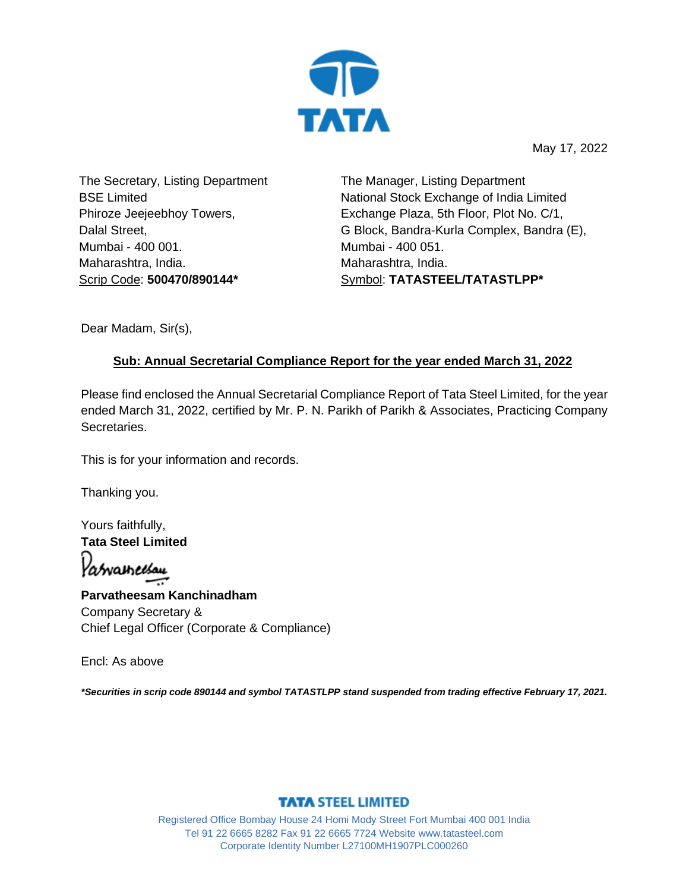May 17, 2022

The Secretary, Listing Department
BSE Limited
Phiroze Jeejeebhoy Towers,
Dalal Street,
Mumbai - 400 001.
Maharashtra, India.
Scrip Code: **500470/890144***

The Manager, Listing Department
National Stock Exchange of India Limited
Exchange Plaza, 5th Floor, Plot No. C/1,
G Block, Bandra-Kurla Complex, Bandra (E),
Mumbai - 400 051.
Maharashtra, India.
Symbol: **TATASTEEL/TATASTLPP***

Dear Madam, Sir(s),

**Sub: Annual Secretarial Compliance Report for the year ended March 31, 2022**

Please find enclosed the Annual Secretarial Compliance Report of Tata Steel Limited, for the year ended March 31, 2022, certified by Mr. P. N. Parikh of Parikh & Associates, Practicing Company Secretaries.

This is for your information and records.

Thanking you.

Yours faithfully,
**Tata Steel Limited**

**Parvatheesam Kanchinadham**
Company Secretary &
Chief Legal Officer (Corporate & Compliance)

Encl: As above

***Securities in scrip code 890144 and symbol TATASTLPP stand suspended from trading effective February 17, 2021.***

**TATA STEEL LIMITED**
Registered Office Bombay House 24 Homi Mody Street Fort Mumbai 400 001 India
Tel 91 22 6665 8282 Fax 91 22 6665 7724 Website www.tatasteel.com
Corporate Identity Number L27100MH1907PLC000260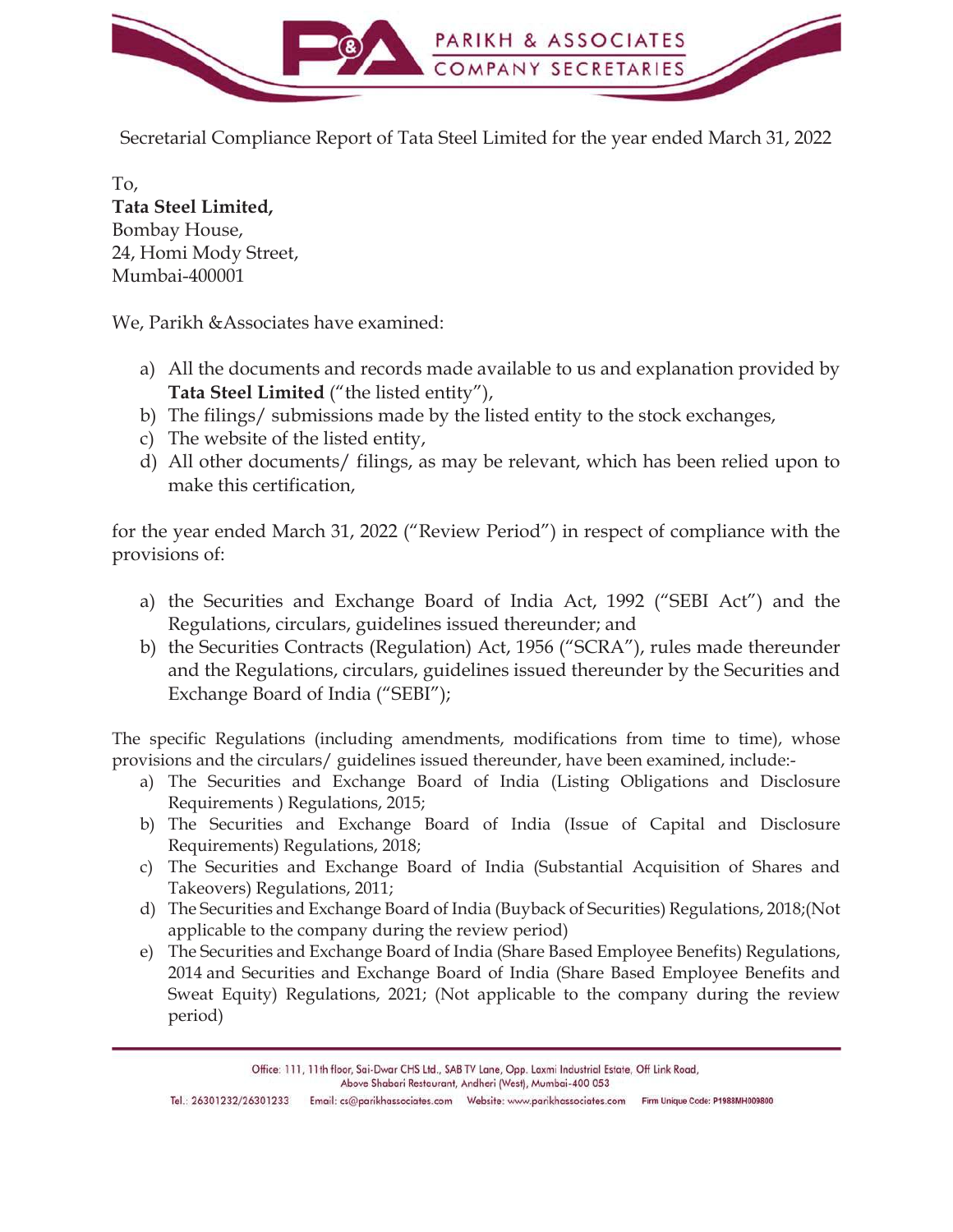Secretarial Compliance Report of Tata Steel Limited for the year ended March 31, 2022

To,
**Tata Steel Limited,**
Bombay House,
24, Homi Mody Street,
Mumbai-400001

We, Parikh &Associates have examined:

a) All the documents and records made available to us and explanation provided by **Tata Steel Limited** ("the listed entity"),
b) The filings/ submissions made by the listed entity to the stock exchanges,
c) The website of the listed entity,
d) All other documents/ filings, as may be relevant, which has been relied upon to make this certification,

for the year ended March 31, 2022 ("Review Period") in respect of compliance with the provisions of:

a) the Securities and Exchange Board of India Act, 1992 ("SEBI Act") and the Regulations, circulars, guidelines issued thereunder; and
b) the Securities Contracts (Regulation) Act, 1956 ("SCRA"), rules made thereunder and the Regulations, circulars, guidelines issued thereunder by the Securities and Exchange Board of India ("SEBI");

The specific Regulations (including amendments, modifications from time to time), whose provisions and the circulars/ guidelines issued thereunder, have been examined, include:-

a) The Securities and Exchange Board of India (Listing Obligations and Disclosure Requirements ) Regulations, 2015;
b) The Securities and Exchange Board of India (Issue of Capital and Disclosure Requirements) Regulations, 2018;
c) The Securities and Exchange Board of India (Substantial Acquisition of Shares and Takeovers) Regulations, 2011;
d) The Securities and Exchange Board of India (Buyback of Securities) Regulations, 2018;(Not applicable to the company during the review period)
e) The Securities and Exchange Board of India (Share Based Employee Benefits) Regulations, 2014 and Securities and Exchange Board of India (Share Based Employee Benefits and Sweat Equity) Regulations, 2021; (Not applicable to the company during the review period)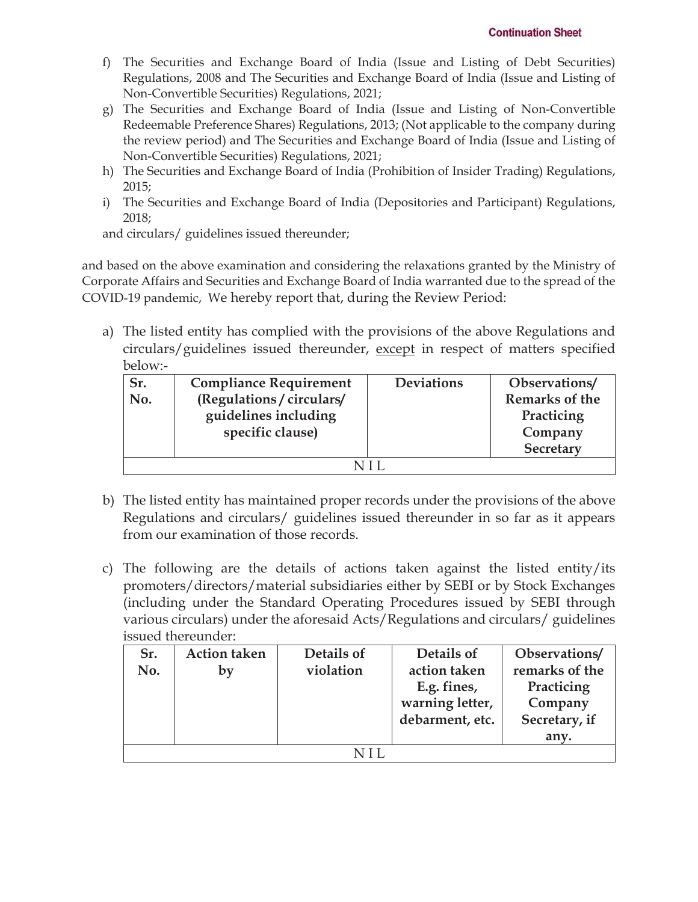f) The Securities and Exchange Board of India (Issue and Listing of Debt Securities) Regulations, 2008 and The Securities and Exchange Board of India (Issue and Listing of Non-Convertible Securities) Regulations, 2021;

g) The Securities and Exchange Board of India (Issue and Listing of Non-Convertible Redeemable Preference Shares) Regulations, 2013; (Not applicable to the company during the review period) and The Securities and Exchange Board of India (Issue and Listing of Non-Convertible Securities) Regulations, 2021;

h) The Securities and Exchange Board of India (Prohibition of Insider Trading) Regulations, 2015;

i) The Securities and Exchange Board of India (Depositories and Participant) Regulations, 2018;

and circulars/ guidelines issued thereunder;

and based on the above examination and considering the relaxations granted by the Ministry of Corporate Affairs and Securities and Exchange Board of India warranted due to the spread of the COVID-19 pandemic, We hereby report that, during the Review Period:

a) The listed entity has complied with the provisions of the above Regulations and circulars/guidelines issued thereunder, <u>except</u> in respect of matters specified below:-

| Sr. No. | Compliance Requirement (Regulations / circulars/ guidelines including specific clause) | Deviations | Observations/ Remarks of the Practicing Company Secretary |
|---|---|---|---|
| NIL | | | |

b) The listed entity has maintained proper records under the provisions of the above Regulations and circulars/ guidelines issued thereunder in so far as it appears from our examination of those records.

c) The following are the details of actions taken against the listed entity/its promoters/directors/material subsidiaries either by SEBI or by Stock Exchanges (including under the Standard Operating Procedures issued by SEBI through various circulars) under the aforesaid Acts/Regulations and circulars/ guidelines issued thereunder:

| Sr. No. | Action taken by | Details of violation | Details of action taken E.g. fines, warning letter, debarment, etc. | Observations/ remarks of the Practicing Company Secretary, if any. |
|---|---|---|---|---|
| NIL | | | | |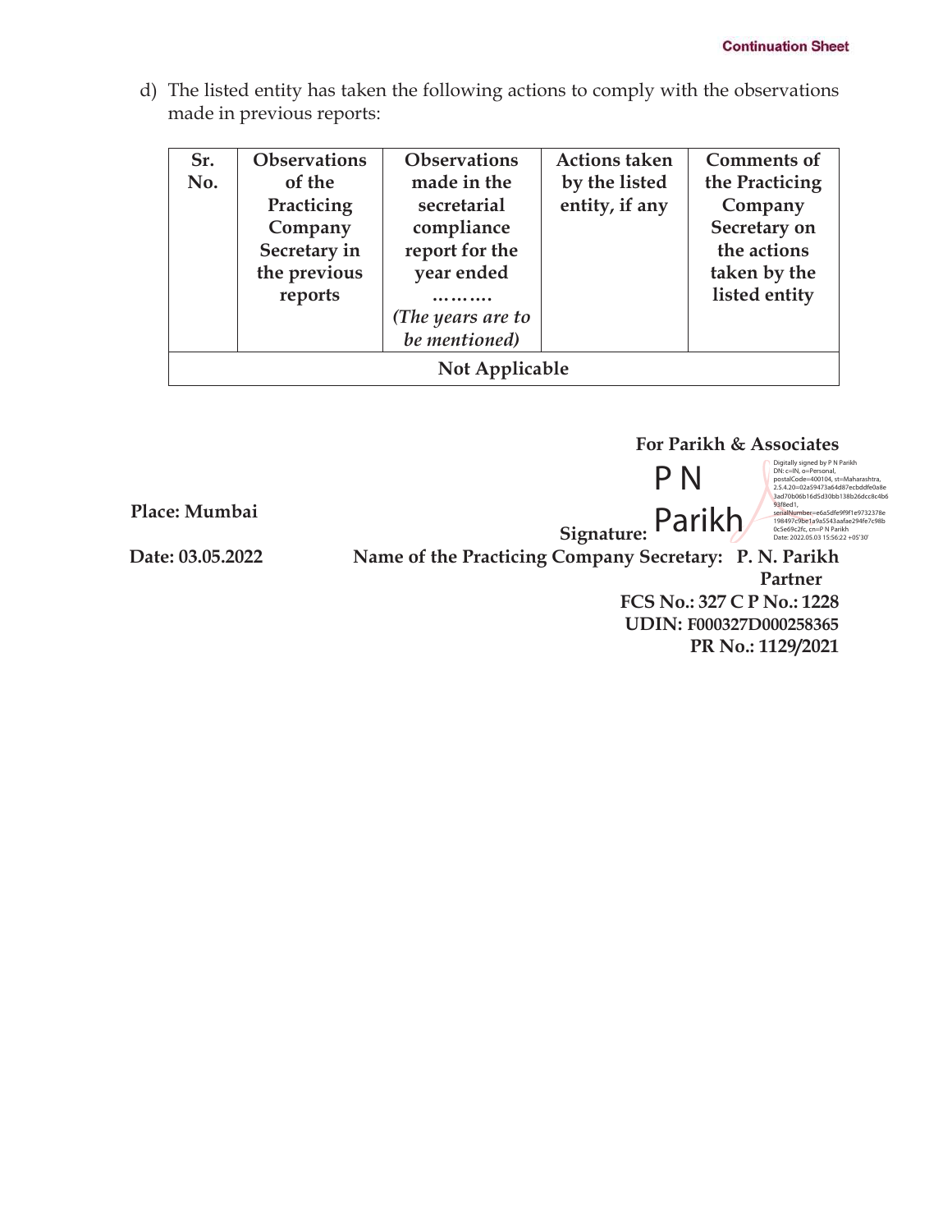d) The listed entity has taken the following actions to comply with the observations made in previous reports:

| Sr. No. | Observations of the Practicing Company Secretary in the previous reports | Observations made in the secretarial compliance report for the year ended ………. *(The years are to be mentioned)* | Actions taken by the listed entity, if any | Comments of the Practicing Company Secretary on the actions taken by the listed entity |
|---|---|---|---|---|
| **Not Applicable** | | | | |

**For Parikh & Associates**

**Signature:** P N Parikh

Digitally signed by P N Parikh
DN: c=IN, o=Personal, postalCode=400104, st=Maharashtra, 2.5.4.20=02a59473a64d87ecbddfe0a8e3ad70b06b16d5d30bb138b26dcc8c4b693f8ed1, serialNumber=e6a5dfe9f9f1e9732378e198497c9be1a9a5543aafae294fe7c98b0c5e69c2fc, cn=P N Parikh
Date: 2022.05.03 15:56:22 +05'30'

**Place: Mumbai**

**Date: 03.05.2022**

**Name of the Practicing Company Secretary: P. N. Parikh**
**Partner**
**FCS No.: 327 C P No.: 1228**
**UDIN: F000327D000258365**
**PR No.: 1129/2021**